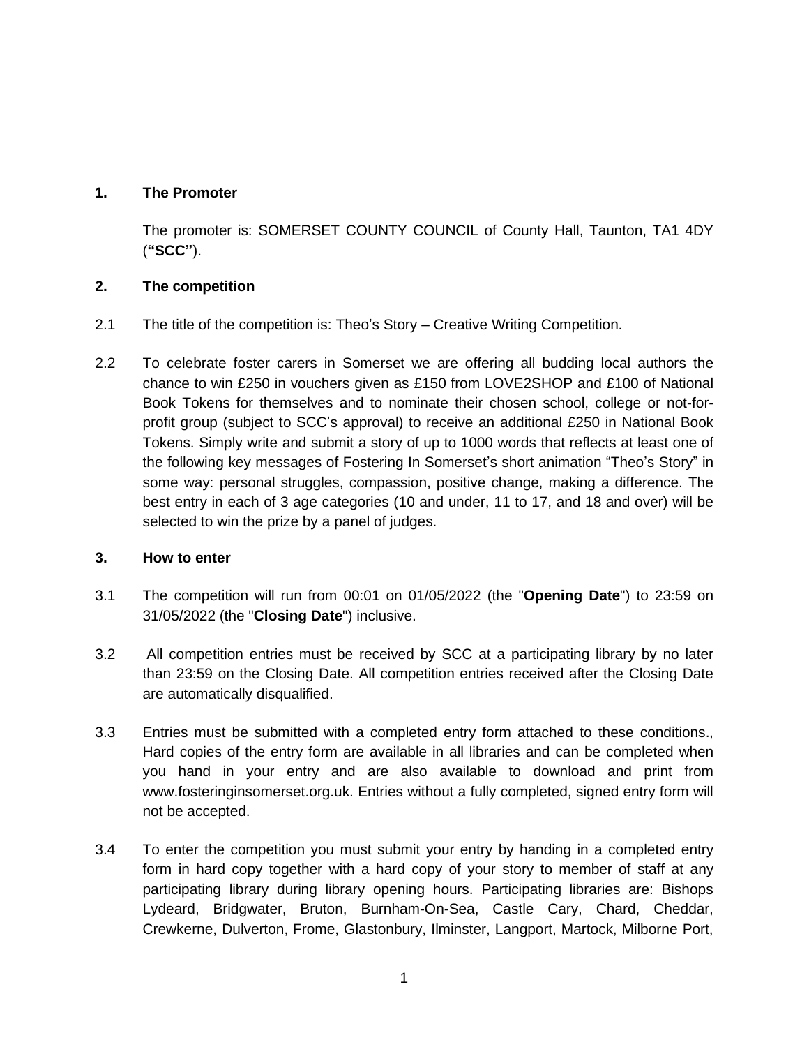## 1. The Promoter

The promoter is: SOMERSET COUNTY COUNCIL of County Hall, Taunton, TA1 4DY (**"SCC"**).

## 2. The competition

2.1 The title of the competition is: Theo's Story – Creative Writing Competition.

2.2 To celebrate foster carers in Somerset we are offering all budding local authors the chance to win £250 in vouchers given as £150 from LOVE2SHOP and £100 of National Book Tokens for themselves and to nominate their chosen school, college or not-for-profit group (subject to SCC's approval) to receive an additional £250 in National Book Tokens. Simply write and submit a story of up to 1000 words that reflects at least one of the following key messages of Fostering In Somerset's short animation "Theo's Story" in some way: personal struggles, compassion, positive change, making a difference. The best entry in each of 3 age categories (10 and under, 11 to 17, and 18 and over) will be selected to win the prize by a panel of judges.

## 3. How to enter

3.1 The competition will run from 00:01 on 01/05/2022 (the "**Opening Date**") to 23:59 on 31/05/2022 (the "**Closing Date**") inclusive.

3.2 All competition entries must be received by SCC at a participating library by no later than 23:59 on the Closing Date. All competition entries received after the Closing Date are automatically disqualified.

3.3 Entries must be submitted with a completed entry form attached to these conditions., Hard copies of the entry form are available in all libraries and can be completed when you hand in your entry and are also available to download and print from www.fosteringinsomerset.org.uk. Entries without a fully completed, signed entry form will not be accepted.

3.4 To enter the competition you must submit your entry by handing in a completed entry form in hard copy together with a hard copy of your story to member of staff at any participating library during library opening hours. Participating libraries are: Bishops Lydeard, Bridgwater, Bruton, Burnham-On-Sea, Castle Cary, Chard, Cheddar, Crewkerne, Dulverton, Frome, Glastonbury, Ilminster, Langport, Martock, Milborne Port,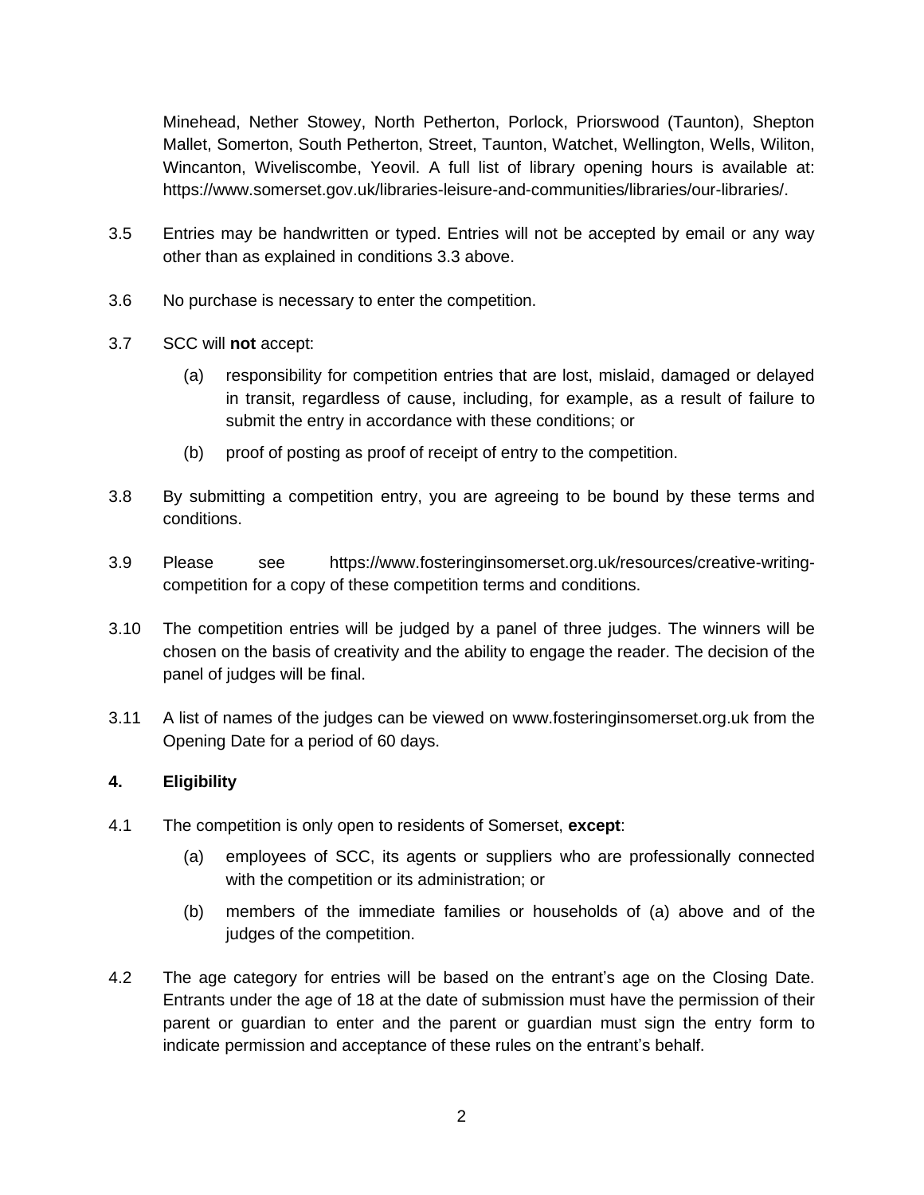Minehead, Nether Stowey, North Petherton, Porlock, Priorswood (Taunton), Shepton Mallet, Somerton, South Petherton, Street, Taunton, Watchet, Wellington, Wells, Wiliton, Wincanton, Wiveliscombe, Yeovil. A full list of library opening hours is available at: https://www.somerset.gov.uk/libraries-leisure-and-communities/libraries/our-libraries/.

3.5 Entries may be handwritten or typed. Entries will not be accepted by email or any way other than as explained in conditions 3.3 above.

3.6 No purchase is necessary to enter the competition.

3.7 SCC will **not** accept:

(a) responsibility for competition entries that are lost, mislaid, damaged or delayed in transit, regardless of cause, including, for example, as a result of failure to submit the entry in accordance with these conditions; or

(b) proof of posting as proof of receipt of entry to the competition.

3.8 By submitting a competition entry, you are agreeing to be bound by these terms and conditions.

3.9 Please see https://www.fosteringinsomerset.org.uk/resources/creative-writing-competition for a copy of these competition terms and conditions.

3.10 The competition entries will be judged by a panel of three judges. The winners will be chosen on the basis of creativity and the ability to engage the reader. The decision of the panel of judges will be final.

3.11 A list of names of the judges can be viewed on www.fosteringinsomerset.org.uk from the Opening Date for a period of 60 days.

## 4. Eligibility

4.1 The competition is only open to residents of Somerset, **except**:

(a) employees of SCC, its agents or suppliers who are professionally connected with the competition or its administration; or

(b) members of the immediate families or households of (a) above and of the judges of the competition.

4.2 The age category for entries will be based on the entrant's age on the Closing Date. Entrants under the age of 18 at the date of submission must have the permission of their parent or guardian to enter and the parent or guardian must sign the entry form to indicate permission and acceptance of these rules on the entrant's behalf.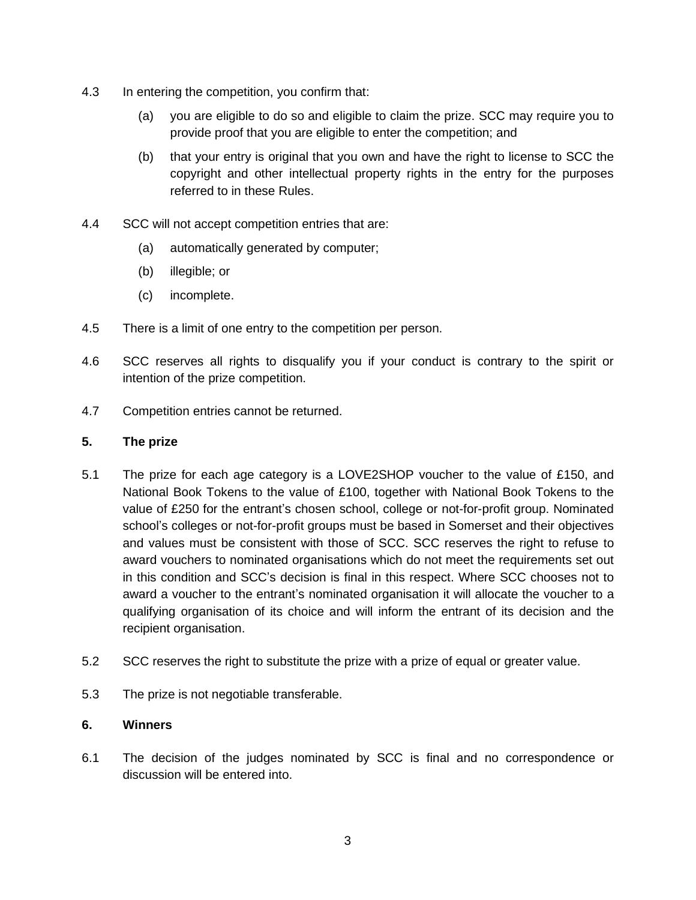4.3 In entering the competition, you confirm that:

  (a) you are eligible to do so and eligible to claim the prize. SCC may require you to provide proof that you are eligible to enter the competition; and

  (b) that your entry is original that you own and have the right to license to SCC the copyright and other intellectual property rights in the entry for the purposes referred to in these Rules.

4.4 SCC will not accept competition entries that are:

  (a) automatically generated by computer;

  (b) illegible; or

  (c) incomplete.

4.5 There is a limit of one entry to the competition per person.

4.6 SCC reserves all rights to disqualify you if your conduct is contrary to the spirit or intention of the prize competition.

4.7 Competition entries cannot be returned.

## 5. The prize

5.1 The prize for each age category is a LOVE2SHOP voucher to the value of £150, and National Book Tokens to the value of £100, together with National Book Tokens to the value of £250 for the entrant's chosen school, college or not-for-profit group. Nominated school's colleges or not-for-profit groups must be based in Somerset and their objectives and values must be consistent with those of SCC. SCC reserves the right to refuse to award vouchers to nominated organisations which do not meet the requirements set out in this condition and SCC's decision is final in this respect. Where SCC chooses not to award a voucher to the entrant's nominated organisation it will allocate the voucher to a qualifying organisation of its choice and will inform the entrant of its decision and the recipient organisation.

5.2 SCC reserves the right to substitute the prize with a prize of equal or greater value.

5.3 The prize is not negotiable transferable.

## 6. Winners

6.1 The decision of the judges nominated by SCC is final and no correspondence or discussion will be entered into.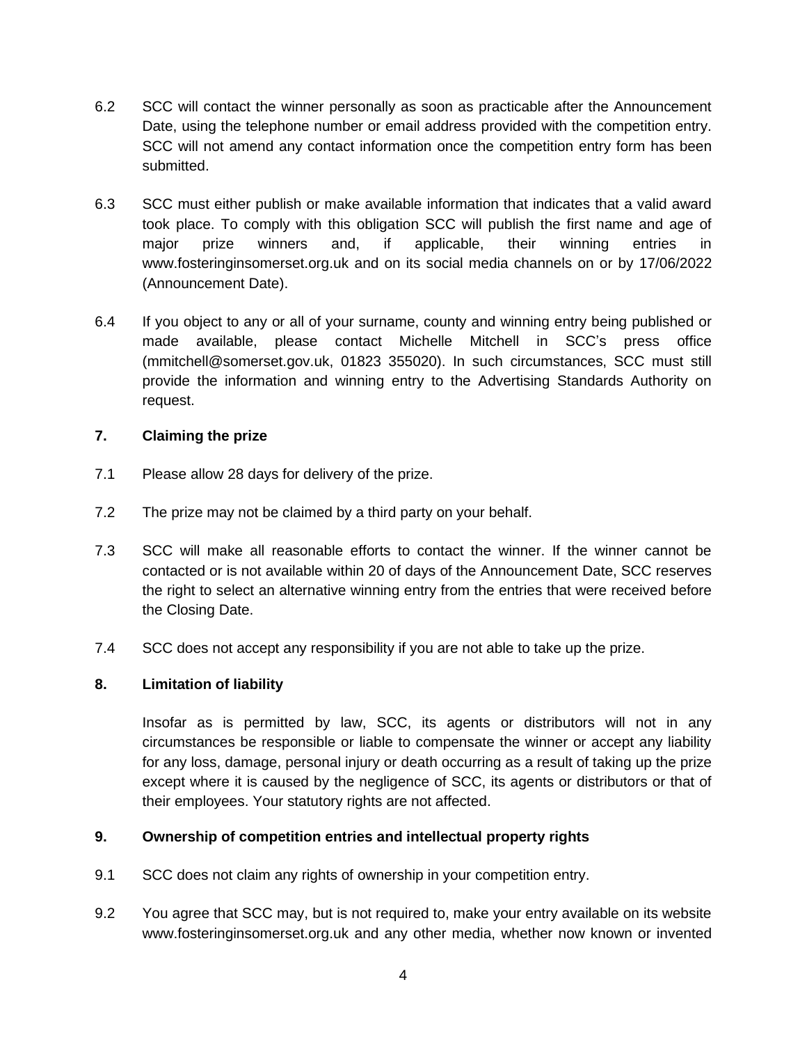6.2 SCC will contact the winner personally as soon as practicable after the Announcement Date, using the telephone number or email address provided with the competition entry. SCC will not amend any contact information once the competition entry form has been submitted.

6.3 SCC must either publish or make available information that indicates that a valid award took place. To comply with this obligation SCC will publish the first name and age of major prize winners and, if applicable, their winning entries in www.fosteringinsomerset.org.uk and on its social media channels on or by 17/06/2022 (Announcement Date).

6.4 If you object to any or all of your surname, county and winning entry being published or made available, please contact Michelle Mitchell in SCC's press office (mmitchell@somerset.gov.uk, 01823 355020). In such circumstances, SCC must still provide the information and winning entry to the Advertising Standards Authority on request.

## 7. Claiming the prize

7.1 Please allow 28 days for delivery of the prize.

7.2 The prize may not be claimed by a third party on your behalf.

7.3 SCC will make all reasonable efforts to contact the winner. If the winner cannot be contacted or is not available within 20 of days of the Announcement Date, SCC reserves the right to select an alternative winning entry from the entries that were received before the Closing Date.

7.4 SCC does not accept any responsibility if you are not able to take up the prize.

## 8. Limitation of liability

Insofar as is permitted by law, SCC, its agents or distributors will not in any circumstances be responsible or liable to compensate the winner or accept any liability for any loss, damage, personal injury or death occurring as a result of taking up the prize except where it is caused by the negligence of SCC, its agents or distributors or that of their employees. Your statutory rights are not affected.

## 9. Ownership of competition entries and intellectual property rights

9.1 SCC does not claim any rights of ownership in your competition entry.

9.2 You agree that SCC may, but is not required to, make your entry available on its website www.fosteringinsomerset.org.uk and any other media, whether now known or invented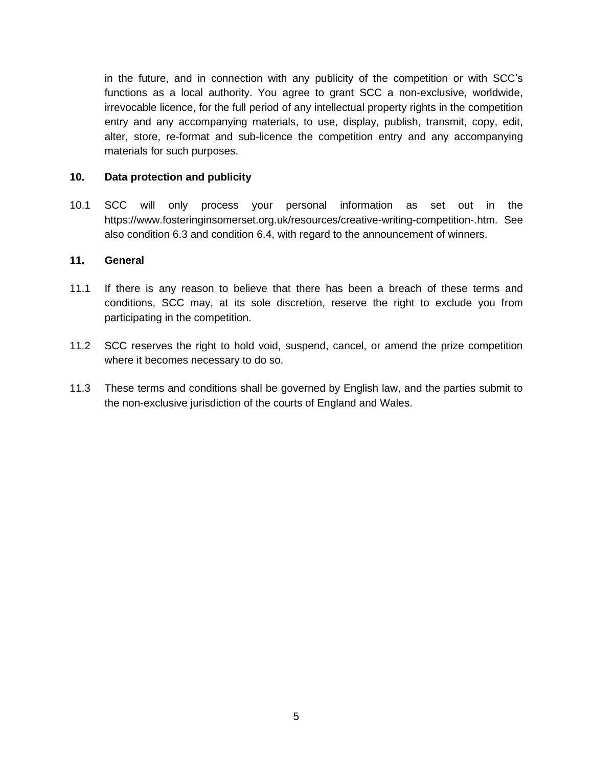in the future, and in connection with any publicity of the competition or with SCC's functions as a local authority. You agree to grant SCC a non-exclusive, worldwide, irrevocable licence, for the full period of any intellectual property rights in the competition entry and any accompanying materials, to use, display, publish, transmit, copy, edit, alter, store, re-format and sub-licence the competition entry and any accompanying materials for such purposes.

**10. Data protection and publicity**

10.1 SCC will only process your personal information as set out in the https://www.fosteringinsomerset.org.uk/resources/creative-writing-competition-.htm. See also condition 6.3 and condition 6.4, with regard to the announcement of winners.

**11. General**

11.1 If there is any reason to believe that there has been a breach of these terms and conditions, SCC may, at its sole discretion, reserve the right to exclude you from participating in the competition.

11.2 SCC reserves the right to hold void, suspend, cancel, or amend the prize competition where it becomes necessary to do so.

11.3 These terms and conditions shall be governed by English law, and the parties submit to the non-exclusive jurisdiction of the courts of England and Wales.